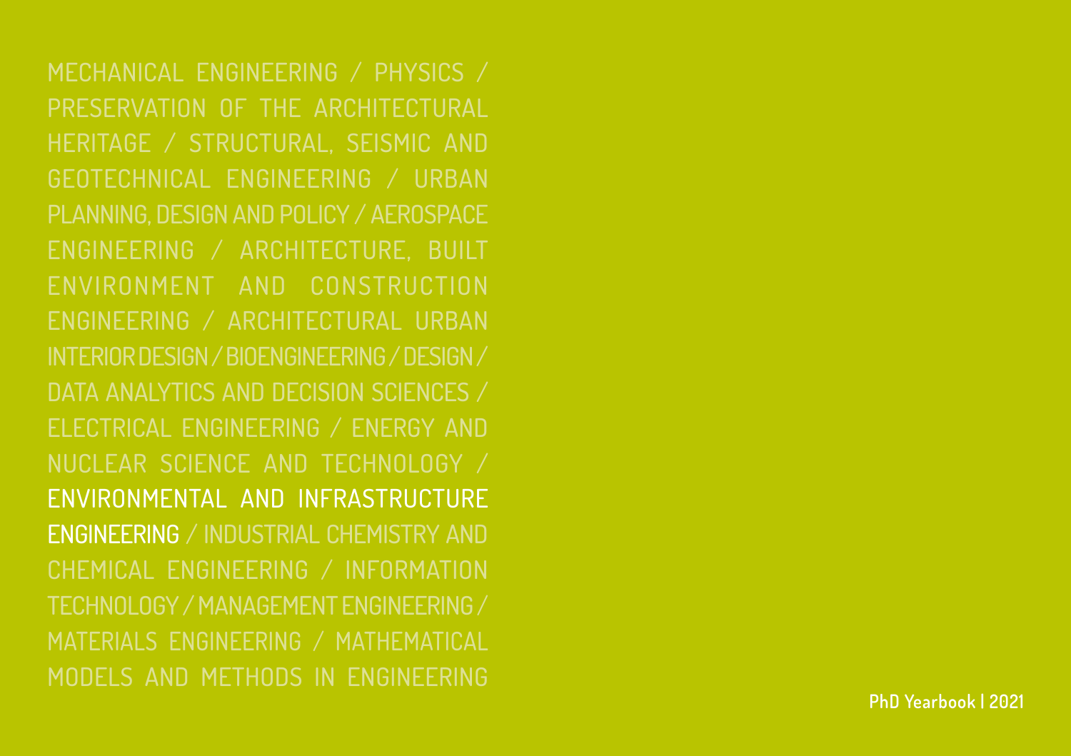MECHANICAL ENGINEERING / PHYSICS / PRESERVATION OF THE ARCHITECTURAL HERITAGE / STRUCTURAL, SEISMIC AND GEOTECHNICAL ENGINEERING / URBAN PLANNING, DESIGN AND POLICY / AEROSPACE ENGINEERING / ARCHITECTURE, BUILT ENVIRONMENT AND CONSTRUCTION ENGINEERING / ARCHITECTURAL URBAN INTERIOR DESIGN / BIOENGINEERING / DESIGN / DATA ANALYTICS AND DECISION SCIENCES / ELECTRICAL ENGINEERING / ENERGY AND NUCLEAR SCIENCE AND TECHNOLOGY / **ENVIRONMENTAL AND INFRASTRUCTURE ENGINEERING** / INDUSTRIAL CHEMISTRY AND CHEMICAL ENGINEERING / INFORMATION TECHNOLOGY / MANAGEMENT ENGINEERING / MATERIALS ENGINEERING / MATHEMATICAL MODELS AND METHODS IN ENGINEERING

**PhD Yearbook | 2021**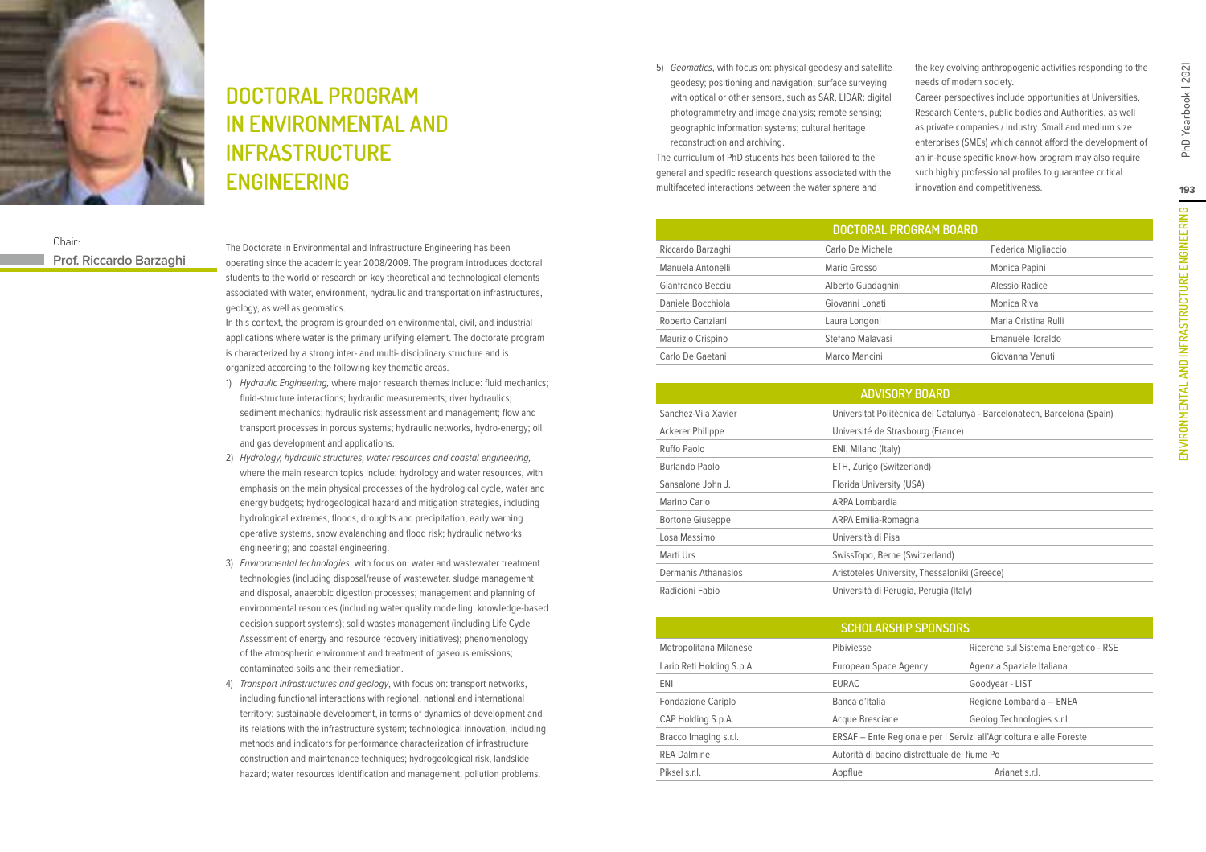# DOCTORAL PROGRAM IN ENVIRONMENTAL AND INFRASTRUCTURE ENGINEERING

Chair:
**Prof. Riccardo Barzaghi**

The Doctorate in Environmental and Infrastructure Engineering has been operating since the academic year 2008/2009. The program introduces doctoral students to the world of research on key theoretical and technological elements associated with water, environment, hydraulic and transportation infrastructures, geology, as well as geomatics.

In this context, the program is grounded on environmental, civil, and industrial applications where water is the primary unifying element. The doctorate program is characterized by a strong inter- and multi- disciplinary structure and is organized according to the following key thematic areas.

1) *Hydraulic Engineering,* where major research themes include: fluid mechanics; fluid-structure interactions; hydraulic measurements; river hydraulics; sediment mechanics; hydraulic risk assessment and management; flow and transport processes in porous systems; hydraulic networks, hydro-energy; oil and gas development and applications.
2) *Hydrology, hydraulic structures, water resources and coastal engineering,* where the main research topics include: hydrology and water resources, with emphasis on the main physical processes of the hydrological cycle, water and energy budgets; hydrogeological hazard and mitigation strategies, including hydrological extremes, floods, droughts and precipitation, early warning operative systems, snow avalanching and flood risk; hydraulic networks engineering; and coastal engineering.
3) *Environmental technologies*, with focus on: water and wastewater treatment technologies (including disposal/reuse of wastewater, sludge management and disposal, anaerobic digestion processes; management and planning of environmental resources (including water quality modelling, knowledge-based decision support systems); solid wastes management (including Life Cycle Assessment of energy and resource recovery initiatives); phenomenology of the atmospheric environment and treatment of gaseous emissions; contaminated soils and their remediation.
4) *Transport infrastructures and geology*, with focus on: transport networks, including functional interactions with regional, national and international territory; sustainable development, in terms of dynamics of development and its relations with the infrastructure system; technological innovation, including methods and indicators for performance characterization of infrastructure construction and maintenance techniques; hydrogeological risk, landslide hazard; water resources identification and management, pollution problems.
5) *Geomatics*, with focus on: physical geodesy and satellite geodesy; positioning and navigation; surface surveying with optical or other sensors, such as SAR, LIDAR; digital photogrammetry and image analysis; remote sensing; geographic information systems; cultural heritage reconstruction and archiving.

The curriculum of PhD students has been tailored to the general and specific research questions associated with the multifaceted interactions between the water sphere and the key evolving anthropogenic activities responding to the needs of modern society.

Career perspectives include opportunities at Universities, Research Centers, public bodies and Authorities, as well as private companies / industry. Small and medium size enterprises (SMEs) which cannot afford the development of an in-house specific know-how program may also require such highly professional profiles to guarantee critical innovation and competitiveness.

| DOCTORAL PROGRAM BOARD | | |
|---|---|---|
| Riccardo Barzaghi | Carlo De Michele | Federica Migliaccio |
| Manuela Antonelli | Mario Grosso | Monica Papini |
| Gianfranco Becciu | Alberto Guadagnini | Alessio Radice |
| Daniele Bocchiola | Giovanni Lonati | Monica Riva |
| Roberto Canziani | Laura Longoni | Maria Cristina Rulli |
| Maurizio Crispino | Stefano Malavasi | Emanuele Toraldo |
| Carlo De Gaetani | Marco Mancini | Giovanna Venuti |

| ADVISORY BOARD | |
|---|---|
| Sanchez-Vila Xavier | Universitat Politècnica del Catalunya - Barcelonatech, Barcelona (Spain) |
| Ackerer Philippe | Université de Strasbourg (France) |
| Ruffo Paolo | ENI, Milano (Italy) |
| Burlando Paolo | ETH, Zurigo (Switzerland) |
| Sansalone John J. | Florida University (USA) |
| Marino Carlo | ARPA Lombardia |
| Bortone Giuseppe | ARPA Emilia-Romagna |
| Losa Massimo | Università di Pisa |
| Marti Urs | SwissTopo, Berne (Switzerland) |
| Dermanis Athanasios | Aristoteles University, Thessaloniki (Greece) |
| Radicioni Fabio | Università di Perugia, Perugia (Italy) |

| SCHOLARSHIP SPONSORS | | |
|---|---|---|
| Metropolitana Milanese | Pibiviesse | Ricerche sul Sistema Energetico - RSE |
| Lario Reti Holding S.p.A. | European Space Agency | Agenzia Spaziale Italiana |
| ENI | EURAC | Goodyear - LIST |
| Fondazione Cariplo | Banca d'Italia | Regione Lombardia – ENEA |
| CAP Holding S.p.A. | Acque Bresciane | Geolog Technologies s.r.l. |
| Bracco Imaging s.r.l. | ERSAF – Ente Regionale per i Servizi all'Agricoltura e alle Foreste | |
| REA Dalmine | Autorità di bacino distrettuale del fiume Po | |
| Piksel s.r.l. | Appflue | Arianet s.r.l. |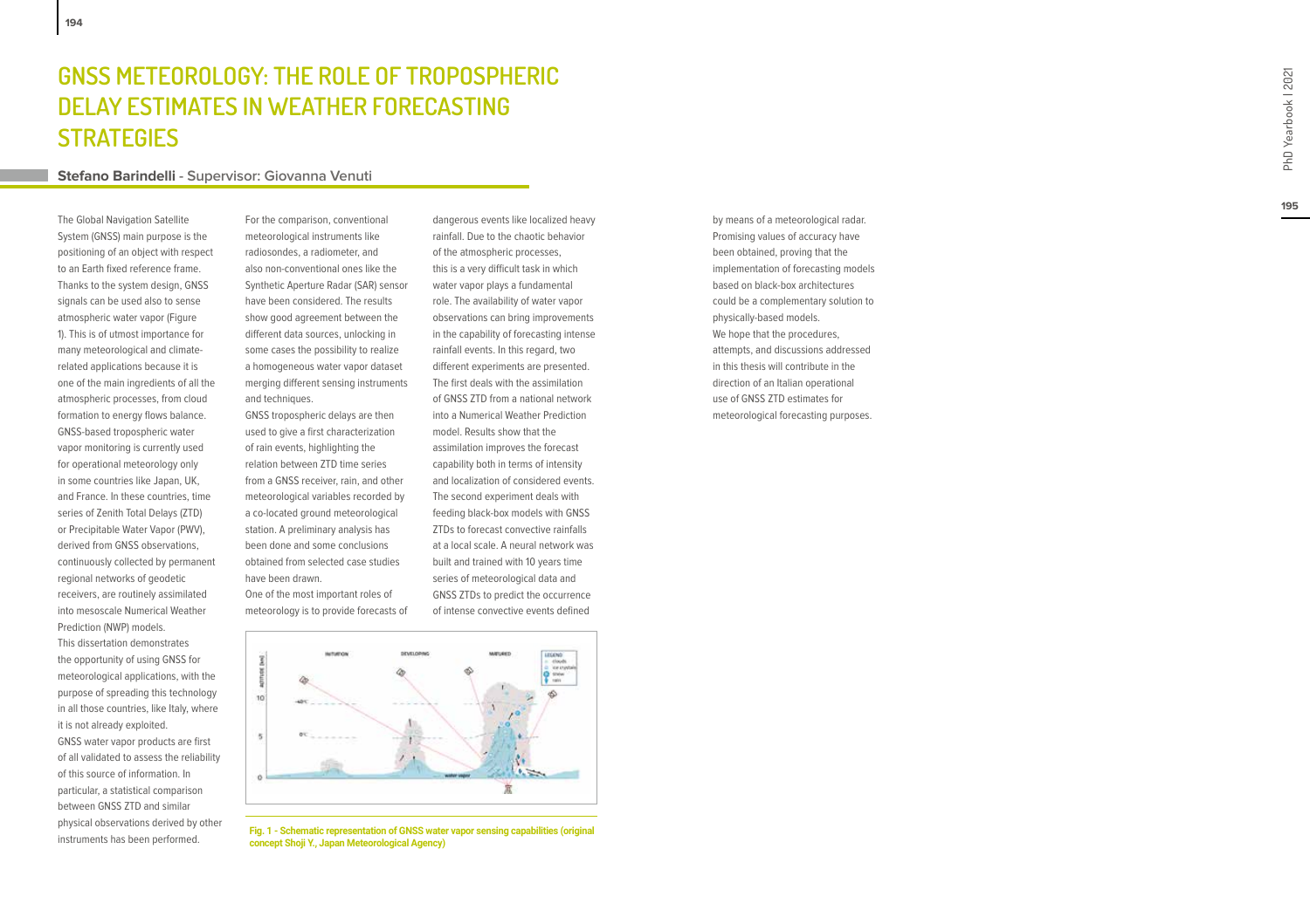# GNSS METEOROLOGY: THE ROLE OF TROPOSPHERIC DELAY ESTIMATES IN WEATHER FORECASTING STRATEGIES

**Stefano Barindelli** - Supervisor: Giovanna Venuti

The Global Navigation Satellite System (GNSS) main purpose is the positioning of an object with respect to an Earth fixed reference frame. Thanks to the system design, GNSS signals can be used also to sense atmospheric water vapor (Figure 1). This is of utmost importance for many meteorological and climate-related applications because it is one of the main ingredients of all the atmospheric processes, from cloud formation to energy flows balance. GNSS-based tropospheric water vapor monitoring is currently used for operational meteorology only in some countries like Japan, UK, and France. In these countries, time series of Zenith Total Delays (ZTD) or Precipitable Water Vapor (PWV), derived from GNSS observations, continuously collected by permanent regional networks of geodetic receivers, are routinely assimilated into mesoscale Numerical Weather Prediction (NWP) models.

This dissertation demonstrates the opportunity of using GNSS for meteorological applications, with the purpose of spreading this technology in all those countries, like Italy, where it is not already exploited.

GNSS water vapor products are first of all validated to assess the reliability of this source of information. In particular, a statistical comparison between GNSS ZTD and similar physical observations derived by other instruments has been performed. For the comparison, conventional meteorological instruments like radiosondes, a radiometer, and also non-conventional ones like the Synthetic Aperture Radar (SAR) sensor have been considered. The results show good agreement between the different data sources, unlocking in some cases the possibility to realize a homogeneous water vapor dataset merging different sensing instruments and techniques.

GNSS tropospheric delays are then used to give a first characterization of rain events, highlighting the relation between ZTD time series from a GNSS receiver, rain, and other meteorological variables recorded by a co-located ground meteorological station. A preliminary analysis has been done and some conclusions obtained from selected case studies have been drawn.

One of the most important roles of meteorology is to provide forecasts of dangerous events like localized heavy rainfall. Due to the chaotic behavior of the atmospheric processes, this is a very difficult task in which water vapor plays a fundamental role. The availability of water vapor observations can bring improvements in the capability of forecasting intense rainfall events. In this regard, two different experiments are presented. The first deals with the assimilation of GNSS ZTD from a national network into a Numerical Weather Prediction model. Results show that the assimilation improves the forecast capability both in terms of intensity and localization of considered events. The second experiment deals with feeding black-box models with GNSS ZTDs to forecast convective rainfalls at a local scale. A neural network was built and trained with 10 years time series of meteorological data and GNSS ZTDs to predict the occurrence of intense convective events defined by means of a meteorological radar. Promising values of accuracy have been obtained, proving that the implementation of forecasting models based on black-box architectures could be a complementary solution to physically-based models.

We hope that the procedures, attempts, and discussions addressed in this thesis will contribute in the direction of an Italian operational use of GNSS ZTD estimates for meteorological forecasting purposes.

**Fig. 1 - Schematic representation of GNSS water vapor sensing capabilities (original concept Shoji Y., Japan Meteorological Agency)**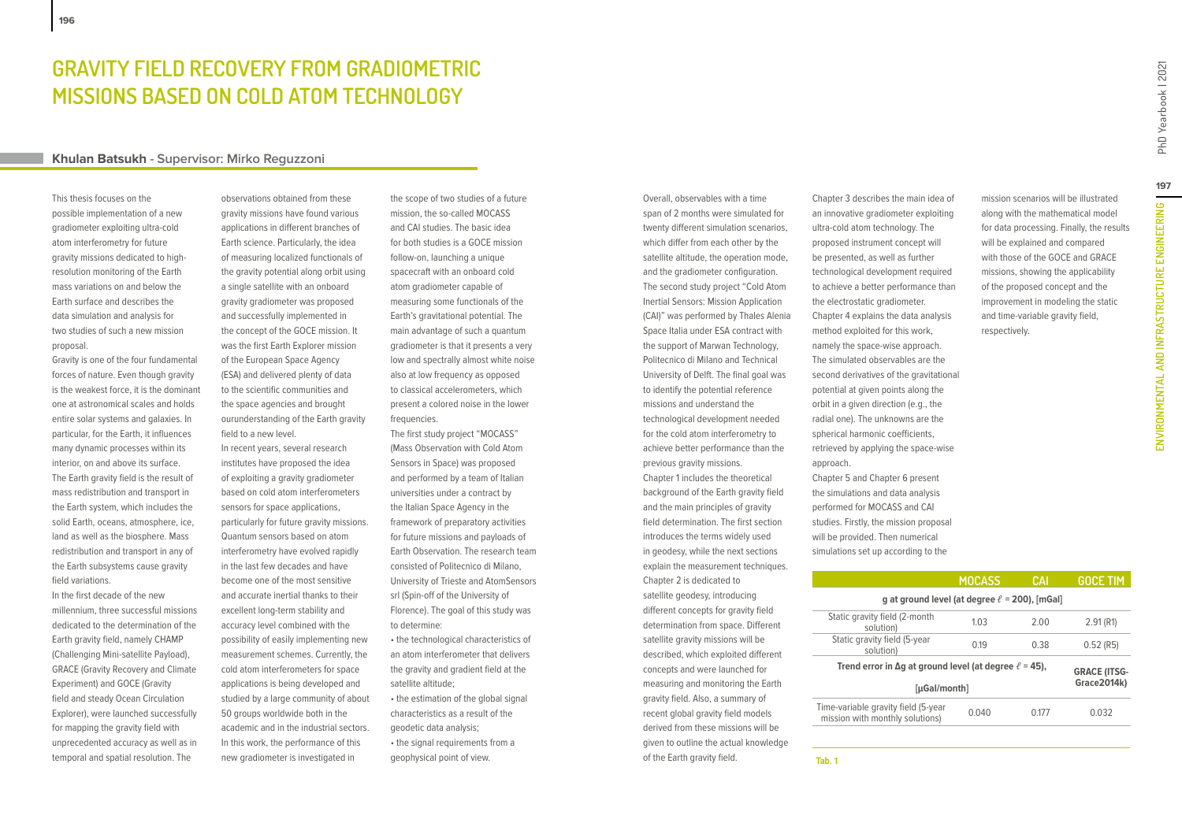# GRAVITY FIELD RECOVERY FROM GRADIOMETRIC MISSIONS BASED ON COLD ATOM TECHNOLOGY

**Khulan Batsukh** - Supervisor: **Mirko Reguzzoni**

This thesis focuses on the possible implementation of a new gradiometer exploiting ultra-cold atom interferometry for future gravity missions dedicated to high-resolution monitoring of the Earth mass variations on and below the Earth surface and describes the data simulation and analysis for two studies of such a new mission proposal.

Gravity is one of the four fundamental forces of nature. Even though gravity is the weakest force, it is the dominant one at astronomical scales and holds entire solar systems and galaxies. In particular, for the Earth, it influences many dynamic processes within its interior, on and above its surface. The Earth gravity field is the result of mass redistribution and transport in the Earth system, which includes the solid Earth, oceans, atmosphere, ice, land as well as the biosphere. Mass redistribution and transport in any of the Earth subsystems cause gravity field variations.

In the first decade of the new millennium, three successful missions dedicated to the determination of the Earth gravity field, namely CHAMP (Challenging Mini-satellite Payload), GRACE (Gravity Recovery and Climate Experiment) and GOCE (Gravity field and steady Ocean Circulation Explorer), were launched successfully for mapping the gravity field with unprecedented accuracy as well as in temporal and spatial resolution. The observations obtained from these gravity missions have found various applications in different branches of Earth science. Particularly, the idea of measuring localized functionals of the gravity potential along orbit using a single satellite with an onboard gravity gradiometer was proposed and successfully implemented in the concept of the GOCE mission. It was the first Earth Explorer mission of the European Space Agency (ESA) and delivered plenty of data to the scientific communities and the space agencies and brought ourunderstanding of the Earth gravity field to a new level.

In recent years, several research institutes have proposed the idea of exploiting a gravity gradiometer based on cold atom interferometers sensors for space applications, particularly for future gravity missions. Quantum sensors based on atom interferometry have evolved rapidly in the last few decades and have become one of the most sensitive and accurate inertial thanks to their excellent long-term stability and accuracy level combined with the possibility of easily implementing new measurement schemes. Currently, the cold atom interferometers for space applications is being developed and studied by a large community of about 50 groups worldwide both in the academic and in the industrial sectors. In this work, the performance of this new gradiometer is investigated in the scope of two studies of a future mission, the so-called MOCASS and CAI studies. The basic idea for both studies is a GOCE mission follow-on, launching a unique spacecraft with an onboard cold atom gradiometer capable of measuring some functionals of the Earth's gravitational potential. The main advantage of such a quantum gradiometer is that it presents a very low and spectrally almost white noise also at low frequency as opposed to classical accelerometers, which present a colored noise in the lower frequencies.

The first study project "MOCASS" (Mass Observation with Cold Atom Sensors in Space) was proposed and performed by a team of Italian universities under a contract by the Italian Space Agency in the framework of preparatory activities for future missions and payloads of Earth Observation. The research team consisted of Politecnico di Milano, University of Trieste and AtomSensors srl (Spin-off of the University of Florence). The goal of this study was to determine:

- the technological characteristics of an atom interferometer that delivers the gravity and gradient field at the satellite altitude;
- the estimation of the global signal characteristics as a result of the geodetic data analysis;
- the signal requirements from a geophysical point of view.

Overall, observables with a time span of 2 months were simulated for twenty different simulation scenarios, which differ from each other by the satellite altitude, the operation mode, and the gradiometer configuration. The second study project "Cold Atom Inertial Sensors: Mission Application (CAI)" was performed by Thales Alenia Space Italia under ESA contract with the support of Marwan Technology, Politecnico di Milano and Technical University of Delft. The final goal was to identify the potential reference missions and understand the technological development needed for the cold atom interferometry to achieve better performance than the previous gravity missions.

Chapter 1 includes the theoretical background of the Earth gravity field and the main principles of gravity field determination. The first section introduces the terms widely used in geodesy, while the next sections explain the measurement techniques. Chapter 2 is dedicated to satellite geodesy, introducing different concepts for gravity field determination from space. Different satellite gravity missions will be described, which exploited different concepts and were launched for measuring and monitoring the Earth gravity field. Also, a summary of recent global gravity field models derived from these missions will be given to outline the actual knowledge of the Earth gravity field.

Chapter 3 describes the main idea of an innovative gradiometer exploiting ultra-cold atom technology. The proposed instrument concept will be presented, as well as further technological development required to achieve a better performance than the electrostatic gradiometer. Chapter 4 explains the data analysis method exploited for this work, namely the space-wise approach. The simulated observables are the second derivatives of the gravitational potential at given points along the orbit in a given direction (e.g., the radial one). The unknowns are the spherical harmonic coefficients, retrieved by applying the space-wise approach.

Chapter 5 and Chapter 6 present the simulations and data analysis performed for MOCASS and CAI studies. Firstly, the mission proposal will be provided. Then numerical simulations set up according to the mission scenarios will be illustrated along with the mathematical model for data processing. Finally, the results will be explained and compared with those of the GOCE and GRACE missions, showing the applicability of the proposed concept and the improvement in modeling the static and time-variable gravity field, respectively.

| | MOCASS | CAI | GOCE TIM |
|---|---|---|---|
| **g at ground level (at degree $\ell$ = 200), [mGal]** | | | |
| Static gravity field (2-month solution) | 1.03 | 2.00 | 2.91 (R1) |
| Static gravity field (5-year solution) | 0.19 | 0.38 | 0.52 (R5) |
| **Trend error in Δg at ground level (at degree $\ell$ = 45), [μGal/month]** | | | **GRACE (ITSG-Grace2014k)** |
| Time-variable gravity field (5-year mission with monthly solutions) | 0.040 | 0.177 | 0.032 |

Tab. 1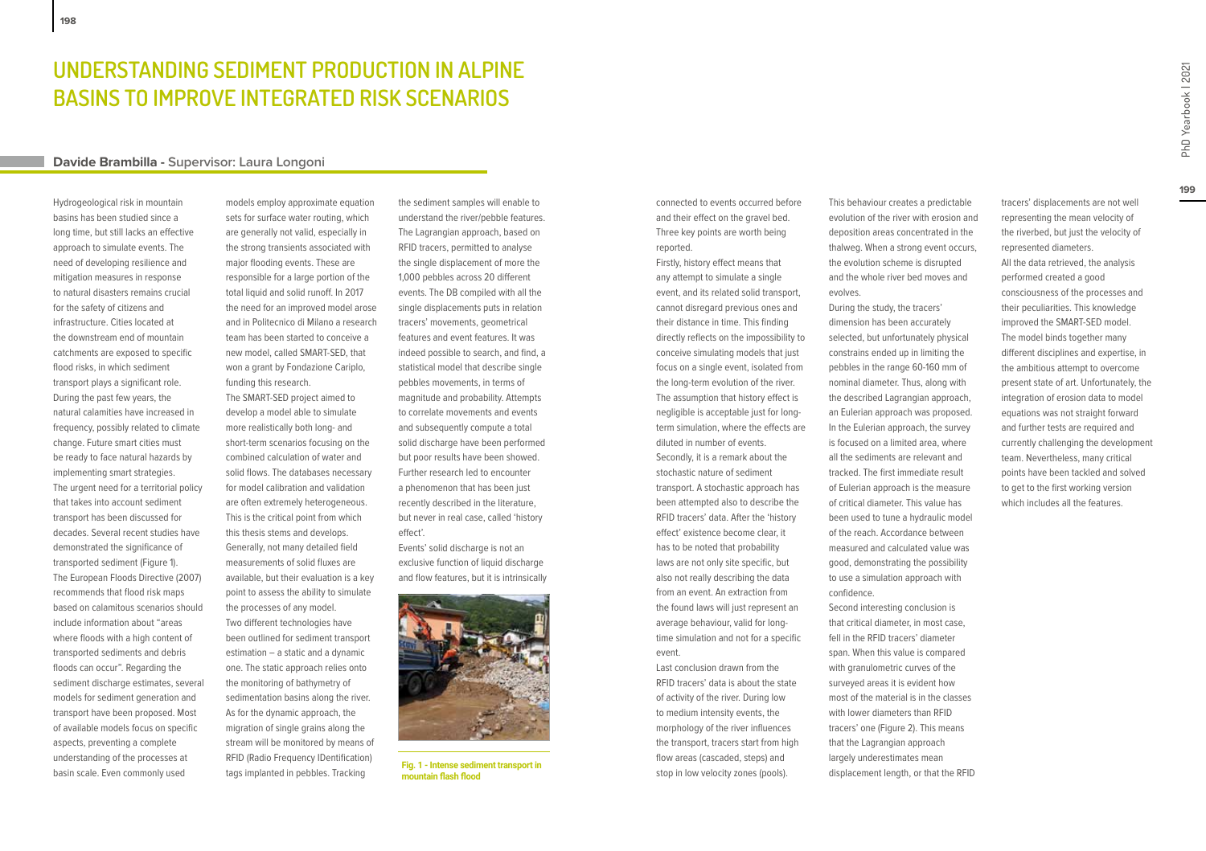# UNDERSTANDING SEDIMENT PRODUCTION IN ALPINE BASINS TO IMPROVE INTEGRATED RISK SCENARIOS

**Davide Brambilla - Supervisor: Laura Longoni**

Hydrogeological risk in mountain basins has been studied since a long time, but still lacks an effective approach to simulate events. The need of developing resilience and mitigation measures in response to natural disasters remains crucial for the safety of citizens and infrastructure. Cities located at the downstream end of mountain catchments are exposed to specific flood risks, in which sediment transport plays a significant role. During the past few years, the natural calamities have increased in frequency, possibly related to climate change. Future smart cities must be ready to face natural hazards by implementing smart strategies. The urgent need for a territorial policy that takes into account sediment transport has been discussed for decades. Several recent studies have demonstrated the significance of transported sediment (Figure 1). The European Floods Directive (2007) recommends that flood risk maps based on calamitous scenarios should include information about "areas where floods with a high content of transported sediments and debris floods can occur". Regarding the sediment discharge estimates, several models for sediment generation and transport have been proposed. Most of available models focus on specific aspects, preventing a complete understanding of the processes at basin scale. Even commonly used models employ approximate equation sets for surface water routing, which are generally not valid, especially in the strong transients associated with major flooding events. These are responsible for a large portion of the total liquid and solid runoff. In 2017 the need for an improved model arose and in Politecnico di Milano a research team has been started to conceive a new model, called SMART-SED, that won a grant by Fondazione Cariplo, funding this research.

The SMART-SED project aimed to develop a model able to simulate more realistically both long- and short-term scenarios focusing on the combined calculation of water and solid flows. The databases necessary for model calibration and validation are often extremely heterogeneous. This is the critical point from which this thesis stems and develops. Generally, not many detailed field measurements of solid fluxes are available, but their evaluation is a key point to assess the ability to simulate the processes of any model.

Two different technologies have been outlined for sediment transport estimation – a static and a dynamic one. The static approach relies onto the monitoring of bathymetry of sedimentation basins along the river. As for the dynamic approach, the migration of single grains along the stream will be monitored by means of RFID (Radio Frequency IDentification) tags implanted in pebbles. Tracking the sediment samples will enable to understand the river/pebble features. The Lagrangian approach, based on RFID tracers, permitted to analyse the single displacement of more the 1,000 pebbles across 20 different events. The DB compiled with all the single displacements puts in relation tracers' movements, geometrical features and event features. It was indeed possible to search, and find, a statistical model that describe single pebbles movements, in terms of magnitude and probability. Attempts to correlate movements and events and subsequently compute a total solid discharge have been performed but poor results have been showed. Further research led to encounter a phenomenon that has been just recently described in the literature, but never in real case, called 'history effect'.

Events' solid discharge is not an exclusive function of liquid discharge and flow features, but it is intrinsically connected to events occurred before and their effect on the gravel bed. Three key points are worth being reported.

Firstly, history effect means that any attempt to simulate a single event, and its related solid transport, cannot disregard previous ones and their distance in time. This finding directly reflects on the impossibility to conceive simulating models that just focus on a single event, isolated from the long-term evolution of the river. The assumption that history effect is negligible is acceptable just for long-term simulation, where the effects are diluted in number of events.

Secondly, it is a remark about the stochastic nature of sediment transport. A stochastic approach has been attempted also to describe the RFID tracers' data. After the 'history effect' existence become clear, it has to be noted that probability laws are not only site specific, but also not really describing the data from an event. An extraction from the found laws will just represent an average behaviour, valid for long-time simulation and not for a specific event.

Last conclusion drawn from the RFID tracers' data is about the state of activity of the river. During low to medium intensity events, the morphology of the river influences the transport, tracers start from high flow areas (cascaded, steps) and stop in low velocity zones (pools). This behaviour creates a predictable evolution of the river with erosion and deposition areas concentrated in the thalweg. When a strong event occurs, the evolution scheme is disrupted and the whole river bed moves and evolves.

During the study, the tracers' dimension has been accurately selected, but unfortunately physical constrains ended up in limiting the pebbles in the range 60-160 mm of nominal diameter. Thus, along with the described Lagrangian approach, an Eulerian approach was proposed. In the Eulerian approach, the survey is focused on a limited area, where all the sediments are relevant and tracked. The first immediate result of Eulerian approach is the measure of critical diameter. This value has been used to tune a hydraulic model of the reach. Accordance between measured and calculated value was good, demonstrating the possibility to use a simulation approach with confidence.

Second interesting conclusion is that critical diameter, in most case, fell in the RFID tracers' diameter span. When this value is compared with granulometric curves of the surveyed areas it is evident how most of the material is in the classes with lower diameters than RFID tracers' one (Figure 2). This means that the Lagrangian approach largely underestimates mean displacement length, or that the RFID tracers' displacements are not well representing the mean velocity of the riverbed, but just the velocity of the represented diameters.

All the data retrieved, the analysis performed created a good consciousness of the processes and their peculiarities. This knowledge improved the SMART-SED model. The model binds together many different disciplines and expertise, in the ambitious attempt to overcome present state of art. Unfortunately, the integration of erosion data to model equations was not straight forward and further tests are required and currently challenging the development team. Nevertheless, many critical points have been tackled and solved to get to the first working version which includes all the features.

**Fig. 1 - Intense sediment transport in mountain flash flood**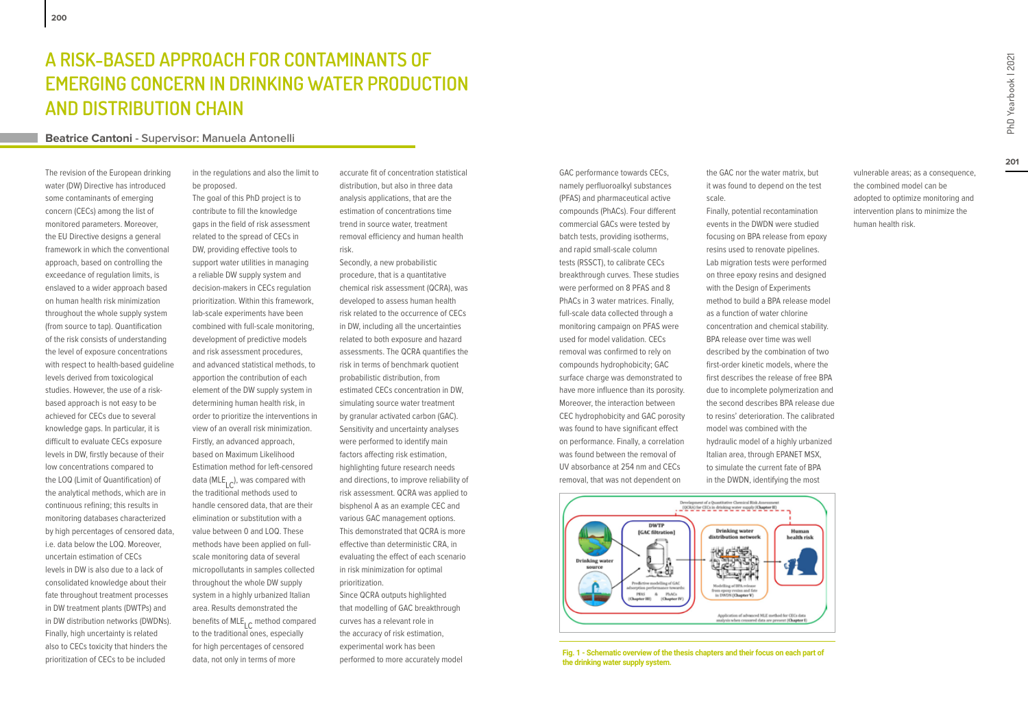# A RISK-BASED APPROACH FOR CONTAMINANTS OF EMERGING CONCERN IN DRINKING WATER PRODUCTION AND DISTRIBUTION CHAIN

**Beatrice Cantoni** - Supervisor: Manuela Antonelli

The revision of the European drinking water (DW) Directive has introduced some contaminants of emerging concern (CECs) among the list of monitored parameters. Moreover, the EU Directive designs a general framework in which the conventional approach, based on controlling the exceedance of regulation limits, is enslaved to a wider approach based on human health risk minimization throughout the whole supply system (from source to tap). Quantification of the risk consists of understanding the level of exposure concentrations with respect to health-based guideline levels derived from toxicological studies. However, the use of a risk-based approach is not easy to be achieved for CECs due to several knowledge gaps. In particular, it is difficult to evaluate CECs exposure levels in DW, firstly because of their low concentrations compared to the LOQ (Limit of Quantification) of the analytical methods, which are in continuous refining; this results in monitoring databases characterized by high percentages of censored data, i.e. data below the LOQ. Moreover, uncertain estimation of CECs levels in DW is also due to a lack of consolidated knowledge about their fate throughout treatment processes in DW treatment plants (DWTPs) and in DW distribution networks (DWDNs). Finally, high uncertainty is related also to CECs toxicity that hinders the prioritization of CECs to be included in the regulations and also the limit to be proposed.

The goal of this PhD project is to contribute to fill the knowledge gaps in the field of risk assessment related to the spread of CECs in DW, providing effective tools to support water utilities in managing a reliable DW supply system and decision-makers in CECs regulation prioritization. Within this framework, lab-scale experiments have been combined with full-scale monitoring, development of predictive models and risk assessment procedures, and advanced statistical methods, to apportion the contribution of each element of the DW supply system in determining human health risk, in order to prioritize the interventions in view of an overall risk minimization.

Firstly, an advanced approach, based on Maximum Likelihood Estimation method for left-censored data ($MLE_{LC}$), was compared with the traditional methods used to handle censored data, that are their elimination or substitution with a value between 0 and LOQ. These methods have been applied on full-scale monitoring data of several micropollutants in samples collected throughout the whole DW supply system in a highly urbanized Italian area. Results demonstrated the benefits of $MLE_{LC}$ method compared to the traditional ones, especially for high percentages of censored data, not only in terms of more accurate fit of concentration statistical distribution, but also in three data analysis applications, that are the estimation of concentrations time trend in source water, treatment removal efficiency and human health risk.

Secondly, a new probabilistic procedure, that is a quantitative chemical risk assessment (QCRA), was developed to assess human health risk related to the occurrence of CECs in DW, including all the uncertainties related to both exposure and hazard assessments. The QCRA quantifies the risk in terms of benchmark quotient probabilistic distribution, from estimated CECs concentration in DW, simulating source water treatment by granular activated carbon (GAC). Sensitivity and uncertainty analyses were performed to identify main factors affecting risk estimation, highlighting future research needs and directions, to improve reliability of risk assessment. QCRA was applied to bisphenol A as an example CEC and various GAC management options. This demonstrated that QCRA is more effective than deterministic CRA, in evaluating the effect of each scenario in risk minimization for optimal prioritization.

Since QCRA outputs highlighted that modelling of GAC breakthrough curves has a relevant role in the accuracy of risk estimation, experimental work has been performed to more accurately model GAC performance towards CECs, namely perfluoroalkyl substances (PFAS) and pharmaceutical active compounds (PhACs). Four different commercial GACs were tested by batch tests, providing isotherms, and rapid small-scale column tests (RSSCT), to calibrate CECs breakthrough curves. These studies were performed on 8 PFAS and 8 PhACs in 3 water matrices. Finally, full-scale data collected through a monitoring campaign on PFAS were used for model validation. CECs removal was confirmed to rely on compounds hydrophobicity; GAC surface charge was demonstrated to have more influence than its porosity. Moreover, the interaction between CEC hydrophobicity and GAC porosity was found to have significant effect on performance. Finally, a correlation was found between the removal of UV absorbance at 254 nm and CECs removal, that was not dependent on the GAC nor the water matrix, but it was found to depend on the test scale.

Finally, potential recontamination events in the DWDN were studied focusing on BPA release from epoxy resins used to renovate pipelines. Lab migration tests were performed on three epoxy resins and designed with the Design of Experiments method to build a BPA release model as a function of water chlorine concentration and chemical stability. BPA release over time was well described by the combination of two first-order kinetic models, where the first describes the release of free BPA due to incomplete polymerization and the second describes BPA release due to resins' deterioration. The calibrated model was combined with the hydraulic model of a highly urbanized Italian area, through EPANET MSX, to simulate the current fate of BPA in the DWDN, identifying the most vulnerable areas; as a consequence, the combined model can be adopted to optimize monitoring and intervention plans to minimize the human health risk.

**Fig. 1 - Schematic overview of the thesis chapters and their focus on each part of the drinking water supply system.**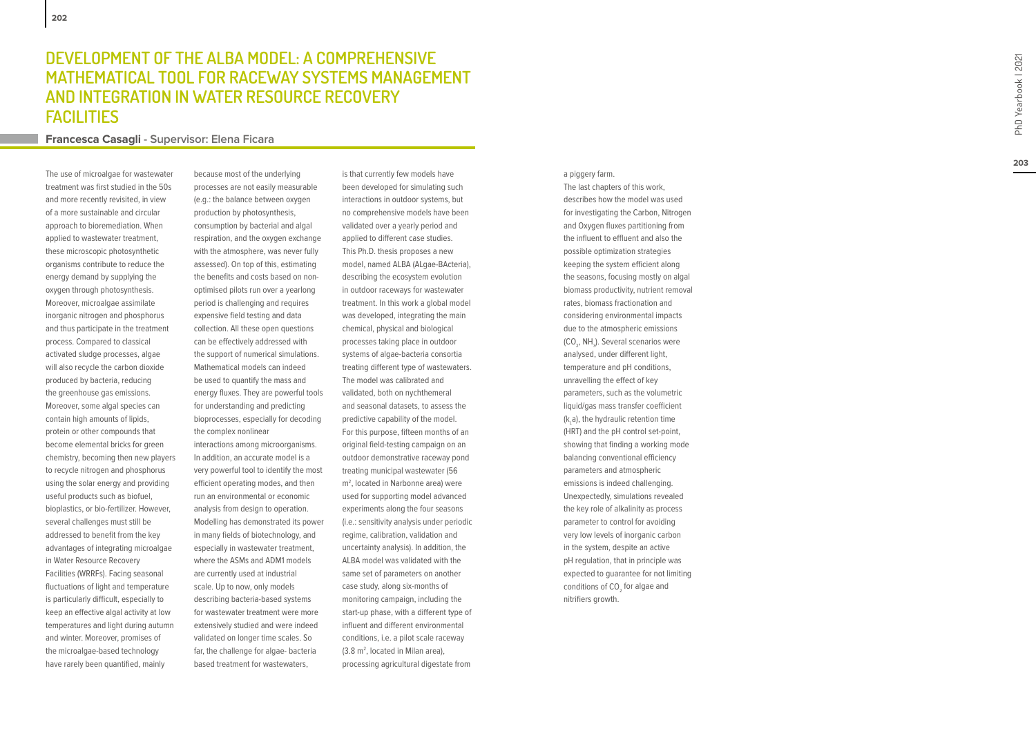# DEVELOPMENT OF THE ALBA MODEL: A COMPREHENSIVE MATHEMATICAL TOOL FOR RACEWAY SYSTEMS MANAGEMENT AND INTEGRATION IN WATER RESOURCE RECOVERY FACILITIES

**Francesca Casagli - Supervisor: Elena Ficara**

The use of microalgae for wastewater treatment was first studied in the 50s and more recently revisited, in view of a more sustainable and circular approach to bioremediation. When applied to wastewater treatment, these microscopic photosynthetic organisms contribute to reduce the energy demand by supplying the oxygen through photosynthesis. Moreover, microalgae assimilate inorganic nitrogen and phosphorus and thus participate in the treatment process. Compared to classical activated sludge processes, algae will also recycle the carbon dioxide produced by bacteria, reducing the greenhouse gas emissions. Moreover, some algal species can contain high amounts of lipids, protein or other compounds that become elemental bricks for green chemistry, becoming then new players to recycle nitrogen and phosphorus using the solar energy and providing useful products such as biofuel, bioplastics, or bio-fertilizer. However, several challenges must still be addressed to benefit from the key advantages of integrating microalgae in Water Resource Recovery Facilities (WRRFs). Facing seasonal fluctuations of light and temperature is particularly difficult, especially to keep an effective algal activity at low temperatures and light during autumn and winter. Moreover, promises of the microalgae-based technology have rarely been quantified, mainly because most of the underlying processes are not easily measurable (e.g.: the balance between oxygen production by photosynthesis, consumption by bacterial and algal respiration, and the oxygen exchange with the atmosphere, was never fully assessed). On top of this, estimating the benefits and costs based on non-optimised pilots run over a yearlong period is challenging and requires expensive field testing and data collection. All these open questions can be effectively addressed with the support of numerical simulations. Mathematical models can indeed be used to quantify the mass and energy fluxes. They are powerful tools for understanding and predicting bioprocesses, especially for decoding the complex nonlinear interactions among microorganisms. In addition, an accurate model is a very powerful tool to identify the most efficient operating modes, and then run an environmental or economic analysis from design to operation. Modelling has demonstrated its power in many fields of biotechnology, and especially in wastewater treatment, where the ASMs and ADM1 models are currently used at industrial scale. Up to now, only models describing bacteria-based systems for wastewater treatment were more extensively studied and were indeed validated on longer time scales. So far, the challenge for algae- bacteria based treatment for wastewaters, is that currently few models have been developed for simulating such interactions in outdoor systems, but no comprehensive models have been validated over a yearly period and applied to different case studies. This Ph.D. thesis proposes a new model, named ALBA (ALgae-BActeria), describing the ecosystem evolution in outdoor raceways for wastewater treatment. In this work a global model was developed, integrating the main chemical, physical and biological processes taking place in outdoor systems of algae-bacteria consortia treating different type of wastewaters. The model was calibrated and validated, both on nychthemeral and seasonal datasets, to assess the predictive capability of the model. For this purpose, fifteen months of an original field-testing campaign on an outdoor demonstrative raceway pond treating municipal wastewater (56 m$^2$, located in Narbonne area) were used for supporting model advanced experiments along the four seasons (i.e.: sensitivity analysis under periodic regime, calibration, validation and uncertainty analysis). In addition, the ALBA model was validated with the same set of parameters on another case study, along six-months of monitoring campaign, including the start-up phase, with a different type of influent and different environmental conditions, i.e. a pilot scale raceway (3.8 m$^2$, located in Milan area), processing agricultural digestate from a piggery farm.

The last chapters of this work, describes how the model was used for investigating the Carbon, Nitrogen and Oxygen fluxes partitioning from the influent to effluent and also the possible optimization strategies keeping the system efficient along the seasons, focusing mostly on algal biomass productivity, nutrient removal rates, biomass fractionation and considering environmental impacts due to the atmospheric emissions ($CO_2$, $NH_3$). Several scenarios were analysed, under different light, temperature and pH conditions, unravelling the effect of key parameters, such as the volumetric liquid/gas mass transfer coefficient ($k_La$), the hydraulic retention time (HRT) and the pH control set-point, showing that finding a working mode balancing conventional efficiency parameters and atmospheric emissions is indeed challenging. Unexpectedly, simulations revealed the key role of alkalinity as process parameter to control for avoiding very low levels of inorganic carbon in the system, despite an active pH regulation, that in principle was expected to guarantee for not limiting conditions of $CO_2$ for algae and nitrifiers growth.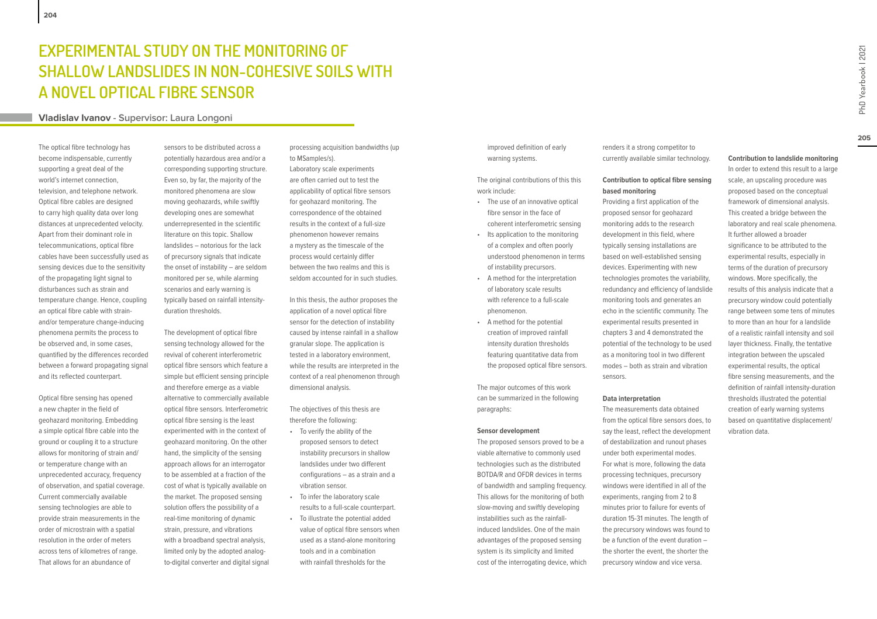# EXPERIMENTAL STUDY ON THE MONITORING OF SHALLOW LANDSLIDES IN NON-COHESIVE SOILS WITH A NOVEL OPTICAL FIBRE SENSOR

**Vladislav Ivanov** - Supervisor: Laura Longoni

The optical fibre technology has become indispensable, currently supporting a great deal of the world's internet connection, television, and telephone network. Optical fibre cables are designed to carry high quality data over long distances at unprecedented velocity. Apart from their dominant role in telecommunications, optical fibre cables have been successfully used as sensing devices due to the sensitivity of the propagating light signal to disturbances such as strain and temperature change. Hence, coupling an optical fibre cable with strain- and/or temperature change-inducing phenomena permits the process to be observed and, in some cases, quantified by the differences recorded between a forward propagating signal and its reflected counterpart.

Optical fibre sensing has opened a new chapter in the field of geohazard monitoring. Embedding a simple optical fibre cable into the ground or coupling it to a structure allows for monitoring of strain and/or temperature change with an unprecedented accuracy, frequency of observation, and spatial coverage. Current commercially available sensing technologies are able to provide strain measurements in the order of microstrain with a spatial resolution in the order of meters across tens of kilometres of range. That allows for an abundance of sensors to be distributed across a potentially hazardous area and/or a corresponding supporting structure. Even so, by far, the majority of the monitored phenomena are slow moving geohazards, while swiftly developing ones are somewhat underrepresented in the scientific literature on this topic. Shallow landslides – notorious for the lack of precursory signals that indicate the onset of instability – are seldom monitored per se, while alarming scenarios and early warning is typically based on rainfall intensity-duration thresholds.

The development of optical fibre sensing technology allowed for the revival of coherent interferometric optical fibre sensors which feature a simple but efficient sensing principle and therefore emerge as a viable alternative to commercially available optical fibre sensors. Interferometric optical fibre sensing is the least experimented with in the context of geohazard monitoring. On the other hand, the simplicity of the sensing approach allows for an interrogator to be assembled at a fraction of the cost of what is typically available on the market. The proposed sensing solution offers the possibility of a real-time monitoring of dynamic strain, pressure, and vibrations with a broadband spectral analysis, limited only by the adopted analog-to-digital converter and digital signal processing acquisition bandwidths (up to MSamples/s).

Laboratory scale experiments are often carried out to test the applicability of optical fibre sensors for geohazard monitoring. The correspondence of the obtained results in the context of a full-size phenomenon however remains a mystery as the timescale of the process would certainly differ between the two realms and this is seldom accounted for in such studies.

In this thesis, the author proposes the application of a novel optical fibre sensor for the detection of instability caused by intense rainfall in a shallow granular slope. The application is tested in a laboratory environment, while the results are interpreted in the context of a real phenomenon through dimensional analysis.

The objectives of this thesis are therefore the following:

- To verify the ability of the proposed sensors to detect instability precursors in shallow landslides under two different configurations – as a strain and a vibration sensor.
- To infer the laboratory scale results to a full-scale counterpart.
- To illustrate the potential added value of optical fibre sensors when used as a stand-alone monitoring tools and in a combination with rainfall thresholds for the improved definition of early warning systems.

The original contributions of this this work include:

- The use of an innovative optical fibre sensor in the face of coherent interferometric sensing
- Its application to the monitoring of a complex and often poorly understood phenomenon in terms of instability precursors.
- A method for the interpretation of laboratory scale results with reference to a full-scale phenomenon.
- A method for the potential creation of improved rainfall intensity duration thresholds featuring quantitative data from the proposed optical fibre sensors.

The major outcomes of this work can be summarized in the following paragraphs:

**Sensor development**

The proposed sensors proved to be a viable alternative to commonly used technologies such as the distributed BOTDA/R and OFDR devices in terms of bandwidth and sampling frequency. This allows for the monitoring of both slow-moving and swiftly developing instabilities such as the rainfall-induced landslides. One of the main advantages of the proposed sensing system is its simplicity and limited cost of the interrogating device, which renders it a strong competitor to currently available similar technology.

**Contribution to optical fibre sensing based monitoring**

Providing a first application of the proposed sensor for geohazard monitoring adds to the research development in this field, where typically sensing installations are based on well-established sensing devices. Experimenting with new technologies promotes the variability, redundancy and efficiency of landslide monitoring tools and generates an echo in the scientific community. The experimental results presented in chapters 3 and 4 demonstrated the potential of the technology to be used as a monitoring tool in two different modes – both as strain and vibration sensors.

**Data interpretation**

The measurements data obtained from the optical fibre sensors does, to say the least, reflect the development of destabilization and runout phases under both experimental modes. For what is more, following the data processing techniques, precursory windows were identified in all of the experiments, ranging from 2 to 8 minutes prior to failure for events of duration 15-31 minutes. The length of the precursory windows was found to be a function of the event duration – the shorter the event, the shorter the precursory window and vice versa.

**Contribution to landslide monitoring**

In order to extend this result to a large scale, an upscaling procedure was proposed based on the conceptual framework of dimensional analysis. This created a bridge between the laboratory and real scale phenomena. It further allowed a broader significance to be attributed to the experimental results, especially in terms of the duration of precursory windows. More specifically, the results of this analysis indicate that a precursory window could potentially range between some tens of minutes to more than an hour for a landslide of a realistic rainfall intensity and soil layer thickness. Finally, the tentative integration between the upscaled experimental results, the optical fibre sensing measurements, and the definition of rainfall intensity-duration thresholds illustrated the potential creation of early warning systems based on quantitative displacement/vibration data.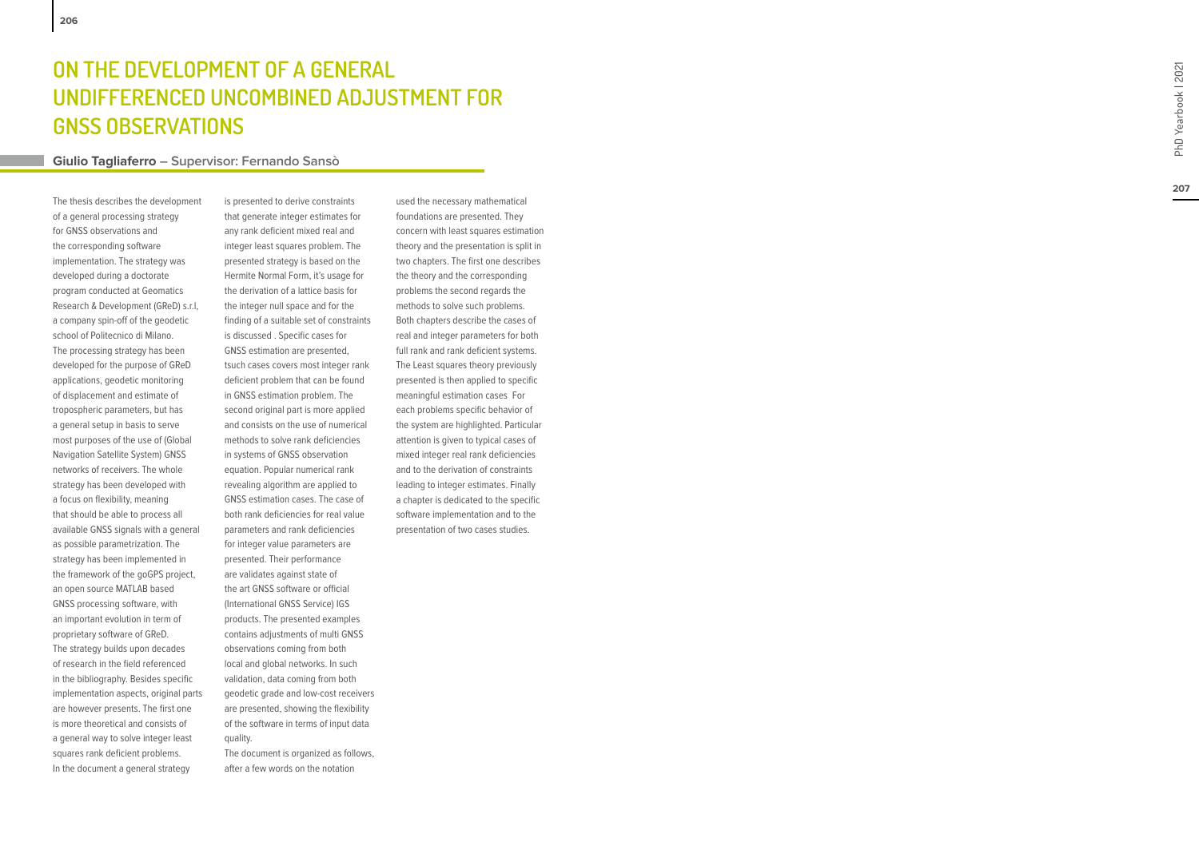# ON THE DEVELOPMENT OF A GENERAL UNDIFFERENCED UNCOMBINED ADJUSTMENT FOR GNSS OBSERVATIONS

**Giulio Tagliaferro – Supervisor: Fernando Sansò**

The thesis describes the development of a general processing strategy for GNSS observations and the corresponding software implementation. The strategy was developed during a doctorate program conducted at Geomatics Research & Development (GReD) s.r.l, a company spin-off of the geodetic school of Politecnico di Milano. The processing strategy has been developed for the purpose of GReD applications, geodetic monitoring of displacement and estimate of tropospheric parameters, but has a general setup in basis to serve most purposes of the use of (Global Navigation Satellite System) GNSS networks of receivers. The whole strategy has been developed with a focus on flexibility, meaning that should be able to process all available GNSS signals with a general as possible parametrization. The strategy has been implemented in the framework of the goGPS project, an open source MATLAB based GNSS processing software, with an important evolution in term of proprietary software of GReD. The strategy builds upon decades of research in the field referenced in the bibliography. Besides specific implementation aspects, original parts are however presents. The first one is more theoretical and consists of a general way to solve integer least squares rank deficient problems. In the document a general strategy is presented to derive constraints that generate integer estimates for any rank deficient mixed real and integer least squares problem. The presented strategy is based on the Hermite Normal Form, it's usage for the derivation of a lattice basis for the integer null space and for the finding of a suitable set of constraints is discussed . Specific cases for GNSS estimation are presented, tsuch cases covers most integer rank deficient problem that can be found in GNSS estimation problem. The second original part is more applied and consists on the use of numerical methods to solve rank deficiencies in systems of GNSS observation equation. Popular numerical rank revealing algorithm are applied to GNSS estimation cases. The case of both rank deficiencies for real value parameters and rank deficiencies for integer value parameters are presented. Their performance are validates against state of the art GNSS software or official (International GNSS Service) IGS products. The presented examples contains adjustments of multi GNSS observations coming from both local and global networks. In such validation, data coming from both geodetic grade and low-cost receivers are presented, showing the flexibility of the software in terms of input data quality.

The document is organized as follows, after a few words on the notation used the necessary mathematical foundations are presented. They concern with least squares estimation theory and the presentation is split in two chapters. The first one describes the theory and the corresponding problems the second regards the methods to solve such problems. Both chapters describe the cases of real and integer parameters for both full rank and rank deficient systems. The Least squares theory previously presented is then applied to specific meaningful estimation cases For each problems specific behavior of the system are highlighted. Particular attention is given to typical cases of mixed integer real rank deficiencies and to the derivation of constraints leading to integer estimates. Finally a chapter is dedicated to the specific software implementation and to the presentation of two cases studies.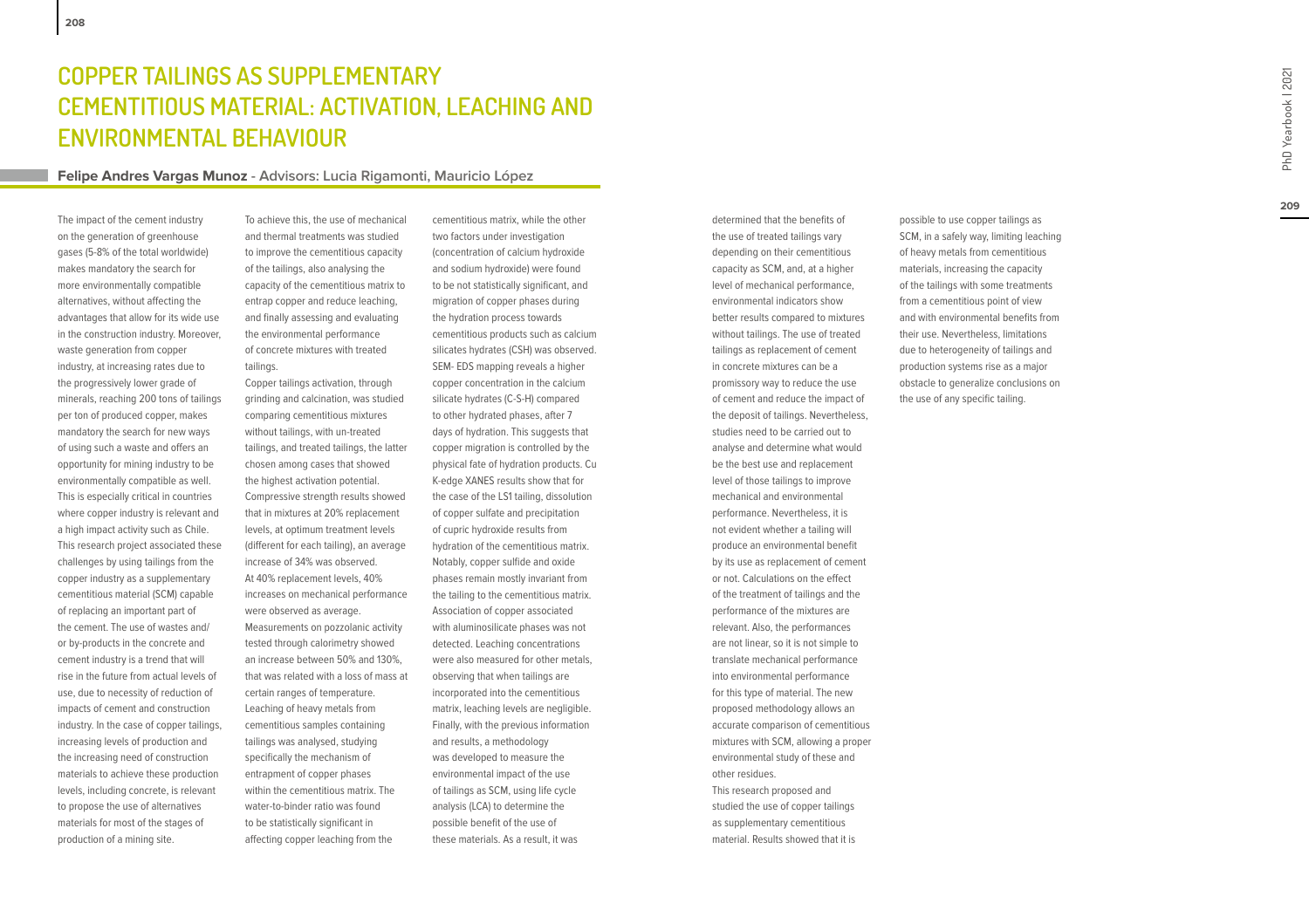# COPPER TAILINGS AS SUPPLEMENTARY CEMENTITIOUS MATERIAL: ACTIVATION, LEACHING AND ENVIRONMENTAL BEHAVIOUR

**Felipe Andres Vargas Munoz** - Advisors: Lucia Rigamonti, Mauricio López

The impact of the cement industry on the generation of greenhouse gases (5-8% of the total worldwide) makes mandatory the search for more environmentally compatible alternatives, without affecting the advantages that allow for its wide use in the construction industry. Moreover, waste generation from copper industry, at increasing rates due to the progressively lower grade of minerals, reaching 200 tons of tailings per ton of produced copper, makes mandatory the search for new ways of using such a waste and offers an opportunity for mining industry to be environmentally compatible as well. This is especially critical in countries where copper industry is relevant and a high impact activity such as Chile. This research project associated these challenges by using tailings from the copper industry as a supplementary cementitious material (SCM) capable of replacing an important part of the cement. The use of wastes and/or by-products in the concrete and cement industry is a trend that will rise in the future from actual levels of use, due to necessity of reduction of impacts of cement and construction industry. In the case of copper tailings, increasing levels of production and the increasing need of construction materials to achieve these production levels, including concrete, is relevant to propose the use of alternatives materials for most of the stages of production of a mining site.

To achieve this, the use of mechanical and thermal treatments was studied to improve the cementitious capacity of the tailings, also analysing the capacity of the cementitious matrix to entrap copper and reduce leaching, and finally assessing and evaluating the environmental performance of concrete mixtures with treated tailings.

Copper tailings activation, through grinding and calcination, was studied comparing cementitious mixtures without tailings, with un-treated tailings, and treated tailings, the latter chosen among cases that showed the highest activation potential. Compressive strength results showed that in mixtures at 20% replacement levels, at optimum treatment levels (different for each tailing), an average increase of 34% was observed. At 40% replacement levels, 40% increases on mechanical performance were observed as average. Measurements on pozzolanic activity tested through calorimetry showed an increase between 50% and 130%, that was related with a loss of mass at certain ranges of temperature.

Leaching of heavy metals from cementitious samples containing tailings was analysed, studying specifically the mechanism of entrapment of copper phases within the cementitious matrix. The water-to-binder ratio was found to be statistically significant in affecting copper leaching from the cementitious matrix, while the other two factors under investigation (concentration of calcium hydroxide and sodium hydroxide) were found to be not statistically significant, and migration of copper phases during the hydration process towards cementitious products such as calcium silicates hydrates (CSH) was observed. SEM- EDS mapping reveals a higher copper concentration in the calcium silicate hydrates (C-S-H) compared to other hydrated phases, after 7 days of hydration. This suggests that copper migration is controlled by the physical fate of hydration products. Cu K-edge XANES results show that for the case of the LS1 tailing, dissolution of copper sulfate and precipitation of cupric hydroxide results from hydration of the cementitious matrix. Notably, copper sulfide and oxide phases remain mostly invariant from the tailing to the cementitious matrix. Association of copper associated with aluminosilicate phases was not detected. Leaching concentrations were also measured for other metals, observing that when tailings are incorporated into the cementitious matrix, leaching levels are negligible.

Finally, with the previous information and results, a methodology was developed to measure the environmental impact of the use of tailings as SCM, using life cycle analysis (LCA) to determine the possible benefit of the use of these materials. As a result, it was determined that the benefits of the use of treated tailings vary depending on their cementitious capacity as SCM, and, at a higher level of mechanical performance, environmental indicators show better results compared to mixtures without tailings. The use of treated tailings as replacement of cement in concrete mixtures can be a promissory way to reduce the use of cement and reduce the impact of the deposit of tailings. Nevertheless, studies need to be carried out to analyse and determine what would be the best use and replacement level of those tailings to improve mechanical and environmental performance. Nevertheless, it is not evident whether a tailing will produce an environmental benefit by its use as replacement of cement or not. Calculations on the effect of the treatment of tailings and the performance of the mixtures are relevant. Also, the performances are not linear, so it is not simple to translate mechanical performance into environmental performance for this type of material. The new proposed methodology allows an accurate comparison of cementitious mixtures with SCM, allowing a proper environmental study of these and other residues.

This research proposed and studied the use of copper tailings as supplementary cementitious material. Results showed that it is possible to use copper tailings as SCM, in a safely way, limiting leaching of heavy metals from cementitious materials, increasing the capacity of the tailings with some treatments from a cementitious point of view and with environmental benefits from their use. Nevertheless, limitations due to heterogeneity of tailings and production systems rise as a major obstacle to generalize conclusions on the use of any specific tailing.